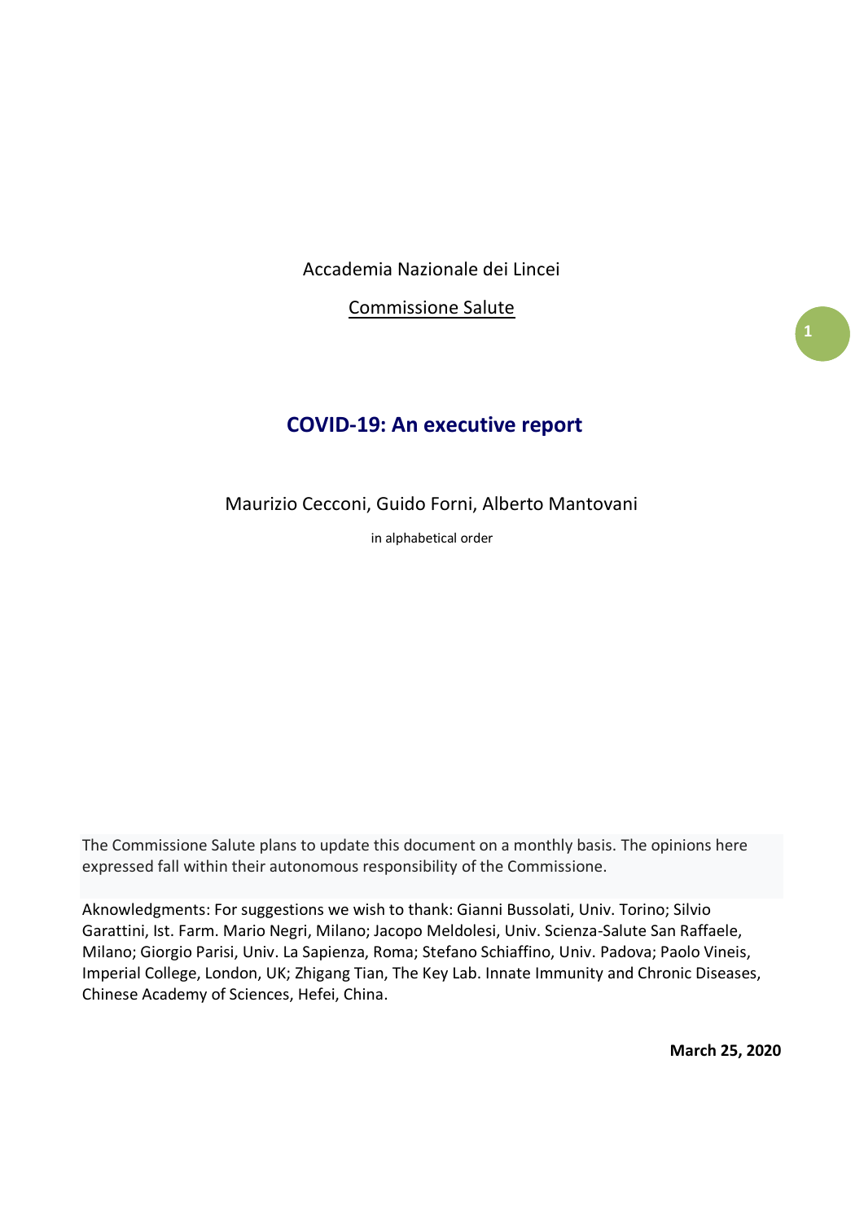Accademia Nazionale dei Lincei

Commissione Salute

# COVID-19: An executive report

Maurizio Cecconi, Guido Forni, Alberto Mantovani

in alphabetical order

The Commissione Salute plans to update this document on a monthly basis. The opinions here expressed fall within their autonomous responsibility of the Commissione.

Aknowledgments: For suggestions we wish to thank: Gianni Bussolati, Univ. Torino; Silvio Garattini, Ist. Farm. Mario Negri, Milano; Jacopo Meldolesi, Univ. Scienza-Salute San Raffaele, Milano; Giorgio Parisi, Univ. La Sapienza, Roma; Stefano Schiaffino, Univ. Padova; Paolo Vineis, Imperial College, London, UK; Zhigang Tian, The Key Lab. Innate Immunity and Chronic Diseases, Chinese Academy of Sciences, Hefei, China.

**March 25, 2020**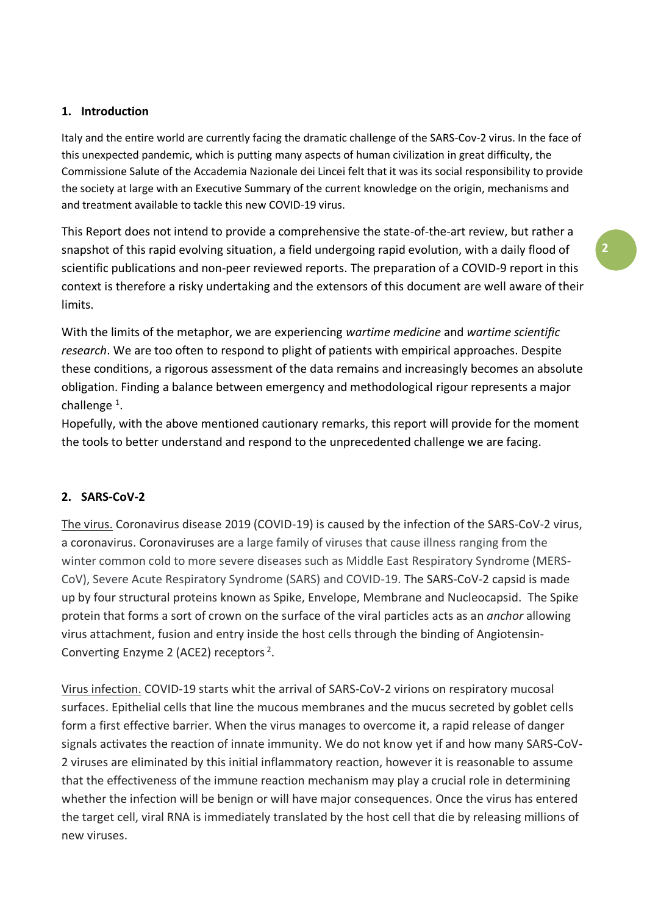## 1. Introduction

Italy and the entire world are currently facing the dramatic challenge of the SARS-Cov-2 virus. In the face of this unexpected pandemic, which is putting many aspects of human civilization in great difficulty, the Commissione Salute of the Accademia Nazionale dei Lincei felt that it was its social responsibility to provide the society at large with an Executive Summary of the current knowledge on the origin, mechanisms and and treatment available to tackle this new COVID-19 virus.

This Report does not intend to provide a comprehensive the state-of-the-art review, but rather a snapshot of this rapid evolving situation, a field undergoing rapid evolution, with a daily flood of scientific publications and non-peer reviewed reports. The preparation of a COVID-9 report in this context is therefore a risky undertaking and the extensors of this document are well aware of their limits.

With the limits of the metaphor, we are experiencing *wartime medicine* and *wartime scientific research*. We are too often to respond to plight of patients with empirical approaches. Despite these conditions, a rigorous assessment of the data remains and increasingly becomes an absolute obligation. Finding a balance between emergency and methodological rigour represents a major challenge [1].

Hopefully, with the above mentioned cautionary remarks, this report will provide for the moment the tools to better understand and respond to the unprecedented challenge we are facing.

## 2. SARS-CoV-2

The virus. Coronavirus disease 2019 (COVID-19) is caused by the infection of the SARS-CoV-2 virus, a coronavirus. Coronaviruses are a large family of viruses that cause illness ranging from the winter common cold to more severe diseases such as Middle East Respiratory Syndrome (MERS-CoV), Severe Acute Respiratory Syndrome (SARS) and COVID-19. The SARS-CoV-2 capsid is made up by four structural proteins known as Spike, Envelope, Membrane and Nucleocapsid. The Spike protein that forms a sort of crown on the surface of the viral particles acts as an *anchor* allowing virus attachment, fusion and entry inside the host cells through the binding of Angiotensin-Converting Enzyme 2 (ACE2) receptors [2].

Virus infection. COVID-19 starts whit the arrival of SARS-CoV-2 virions on respiratory mucosal surfaces. Epithelial cells that line the mucous membranes and the mucus secreted by goblet cells form a first effective barrier. When the virus manages to overcome it, a rapid release of danger signals activates the reaction of innate immunity. We do not know yet if and how many SARS-CoV-2 viruses are eliminated by this initial inflammatory reaction, however it is reasonable to assume that the effectiveness of the immune reaction mechanism may play a crucial role in determining whether the infection will be benign or will have major consequences. Once the virus has entered the target cell, viral RNA is immediately translated by the host cell that die by releasing millions of new viruses.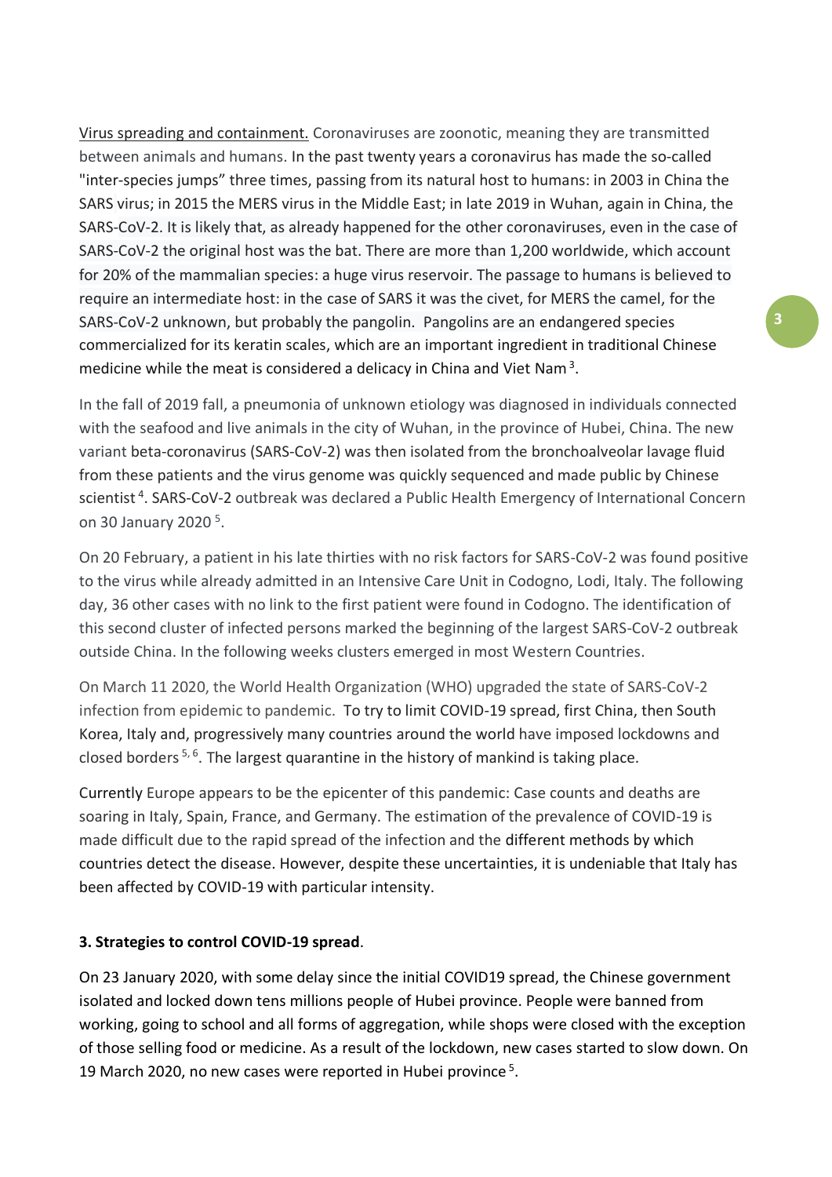Virus spreading and containment. Coronaviruses are zoonotic, meaning they are transmitted between animals and humans. In the past twenty years a coronavirus has made the so-called "inter-species jumps" three times, passing from its natural host to humans: in 2003 in China the SARS virus; in 2015 the MERS virus in the Middle East; in late 2019 in Wuhan, again in China, the SARS-CoV-2. It is likely that, as already happened for the other coronaviruses, even in the case of SARS-CoV-2 the original host was the bat. There are more than 1,200 worldwide, which account for 20% of the mammalian species: a huge virus reservoir. The passage to humans is believed to require an intermediate host: in the case of SARS it was the civet, for MERS the camel, for the SARS-CoV-2 unknown, but probably the pangolin. Pangolins are an endangered species commercialized for its keratin scales, which are an important ingredient in traditional Chinese medicine while the meat is considered a delicacy in China and Viet Nam [3].

In the fall of 2019 fall, a pneumonia of unknown etiology was diagnosed in individuals connected with the seafood and live animals in the city of Wuhan, in the province of Hubei, China. The new variant beta-coronavirus (SARS-CoV-2) was then isolated from the bronchoalveolar lavage fluid from these patients and the virus genome was quickly sequenced and made public by Chinese scientist [4]. SARS-CoV-2 outbreak was declared a Public Health Emergency of International Concern on 30 January 2020 [5].

On 20 February, a patient in his late thirties with no risk factors for SARS-CoV-2 was found positive to the virus while already admitted in an Intensive Care Unit in Codogno, Lodi, Italy. The following day, 36 other cases with no link to the first patient were found in Codogno. The identification of this second cluster of infected persons marked the beginning of the largest SARS-CoV-2 outbreak outside China. In the following weeks clusters emerged in most Western Countries.

On March 11 2020, the World Health Organization (WHO) upgraded the state of SARS-CoV-2 infection from epidemic to pandemic. To try to limit COVID-19 spread, first China, then South Korea, Italy and, progressively many countries around the world have imposed lockdowns and closed borders [5, 6]. The largest quarantine in the history of mankind is taking place.

Currently Europe appears to be the epicenter of this pandemic: Case counts and deaths are soaring in Italy, Spain, France, and Germany. The estimation of the prevalence of COVID-19 is made difficult due to the rapid spread of the infection and the different methods by which countries detect the disease. However, despite these uncertainties, it is undeniable that Italy has been affected by COVID-19 with particular intensity.

## 3. Strategies to control COVID-19 spread.

On 23 January 2020, with some delay since the initial COVID19 spread, the Chinese government isolated and locked down tens millions people of Hubei province. People were banned from working, going to school and all forms of aggregation, while shops were closed with the exception of those selling food or medicine. As a result of the lockdown, new cases started to slow down. On 19 March 2020, no new cases were reported in Hubei province [5].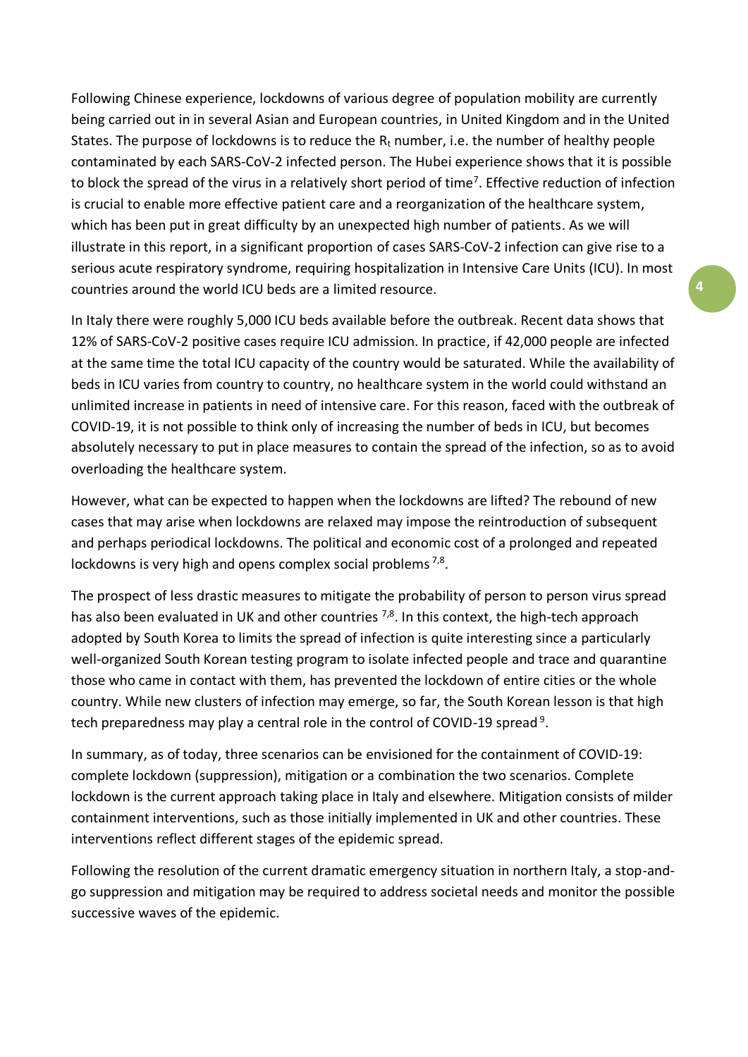Following Chinese experience, lockdowns of various degree of population mobility are currently being carried out in in several Asian and European countries, in United Kingdom and in the United States. The purpose of lockdowns is to reduce the $R_t$ number, i.e. the number of healthy people contaminated by each SARS-CoV-2 infected person. The Hubei experience shows that it is possible to block the spread of the virus in a relatively short period of time[7]. Effective reduction of infection is crucial to enable more effective patient care and a reorganization of the healthcare system, which has been put in great difficulty by an unexpected high number of patients. As we will illustrate in this report, in a significant proportion of cases SARS-CoV-2 infection can give rise to a serious acute respiratory syndrome, requiring hospitalization in Intensive Care Units (ICU). In most countries around the world ICU beds are a limited resource.

In Italy there were roughly 5,000 ICU beds available before the outbreak. Recent data shows that 12% of SARS-CoV-2 positive cases require ICU admission. In practice, if 42,000 people are infected at the same time the total ICU capacity of the country would be saturated. While the availability of beds in ICU varies from country to country, no healthcare system in the world could withstand an unlimited increase in patients in need of intensive care. For this reason, faced with the outbreak of COVID-19, it is not possible to think only of increasing the number of beds in ICU, but becomes absolutely necessary to put in place measures to contain the spread of the infection, so as to avoid overloading the healthcare system.

However, what can be expected to happen when the lockdowns are lifted? The rebound of new cases that may arise when lockdowns are relaxed may impose the reintroduction of subsequent and perhaps periodical lockdowns. The political and economic cost of a prolonged and repeated lockdowns is very high and opens complex social problems [7,8].

The prospect of less drastic measures to mitigate the probability of person to person virus spread has also been evaluated in UK and other countries [7,8]. In this context, the high-tech approach adopted by South Korea to limits the spread of infection is quite interesting since a particularly well-organized South Korean testing program to isolate infected people and trace and quarantine those who came in contact with them, has prevented the lockdown of entire cities or the whole country. While new clusters of infection may emerge, so far, the South Korean lesson is that high tech preparedness may play a central role in the control of COVID-19 spread [9].

In summary, as of today, three scenarios can be envisioned for the containment of COVID-19: complete lockdown (suppression), mitigation or a combination the two scenarios. Complete lockdown is the current approach taking place in Italy and elsewhere. Mitigation consists of milder containment interventions, such as those initially implemented in UK and other countries. These interventions reflect different stages of the epidemic spread.

Following the resolution of the current dramatic emergency situation in northern Italy, a stop-and-go suppression and mitigation may be required to address societal needs and monitor the possible successive waves of the epidemic.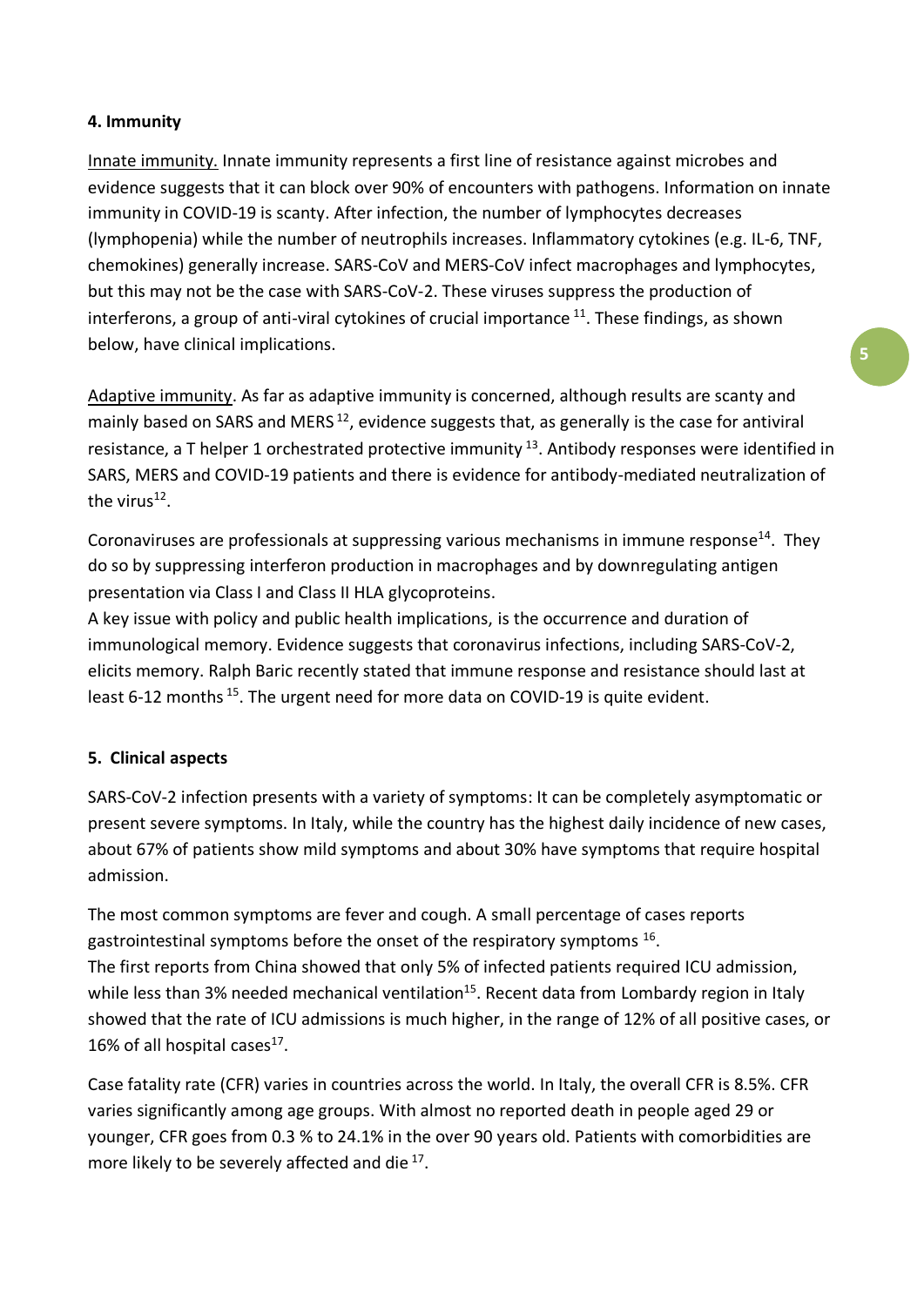#### 4. Immunity

Innate immunity. Innate immunity represents a first line of resistance against microbes and evidence suggests that it can block over 90% of encounters with pathogens. Information on innate immunity in COVID-19 is scanty. After infection, the number of lymphocytes decreases (lymphopenia) while the number of neutrophils increases. Inflammatory cytokines (e.g. IL-6, TNF, chemokines) generally increase. SARS-CoV and MERS-CoV infect macrophages and lymphocytes, but this may not be the case with SARS-CoV-2. These viruses suppress the production of interferons, a group of anti-viral cytokines of crucial importance [11]. These findings, as shown below, have clinical implications.

Adaptive immunity. As far as adaptive immunity is concerned, although results are scanty and mainly based on SARS and MERS [12], evidence suggests that, as generally is the case for antiviral resistance, a T helper 1 orchestrated protective immunity [13]. Antibody responses were identified in SARS, MERS and COVID-19 patients and there is evidence for antibody-mediated neutralization of the virus[12].

Coronaviruses are professionals at suppressing various mechanisms in immune response[14]. They do so by suppressing interferon production in macrophages and by downregulating antigen presentation via Class I and Class II HLA glycoproteins.

A key issue with policy and public health implications, is the occurrence and duration of immunological memory. Evidence suggests that coronavirus infections, including SARS-CoV-2, elicits memory. Ralph Baric recently stated that immune response and resistance should last at least 6-12 months [15]. The urgent need for more data on COVID-19 is quite evident.

#### 5. Clinical aspects

SARS-CoV-2 infection presents with a variety of symptoms: It can be completely asymptomatic or present severe symptoms. In Italy, while the country has the highest daily incidence of new cases, about 67% of patients show mild symptoms and about 30% have symptoms that require hospital admission.

The most common symptoms are fever and cough. A small percentage of cases reports gastrointestinal symptoms before the onset of the respiratory symptoms [16].

The first reports from China showed that only 5% of infected patients required ICU admission, while less than 3% needed mechanical ventilation[15]. Recent data from Lombardy region in Italy showed that the rate of ICU admissions is much higher, in the range of 12% of all positive cases, or 16% of all hospital cases[17].

Case fatality rate (CFR) varies in countries across the world. In Italy, the overall CFR is 8.5%. CFR varies significantly among age groups. With almost no reported death in people aged 29 or younger, CFR goes from 0.3 % to 24.1% in the over 90 years old. Patients with comorbidities are more likely to be severely affected and die [17].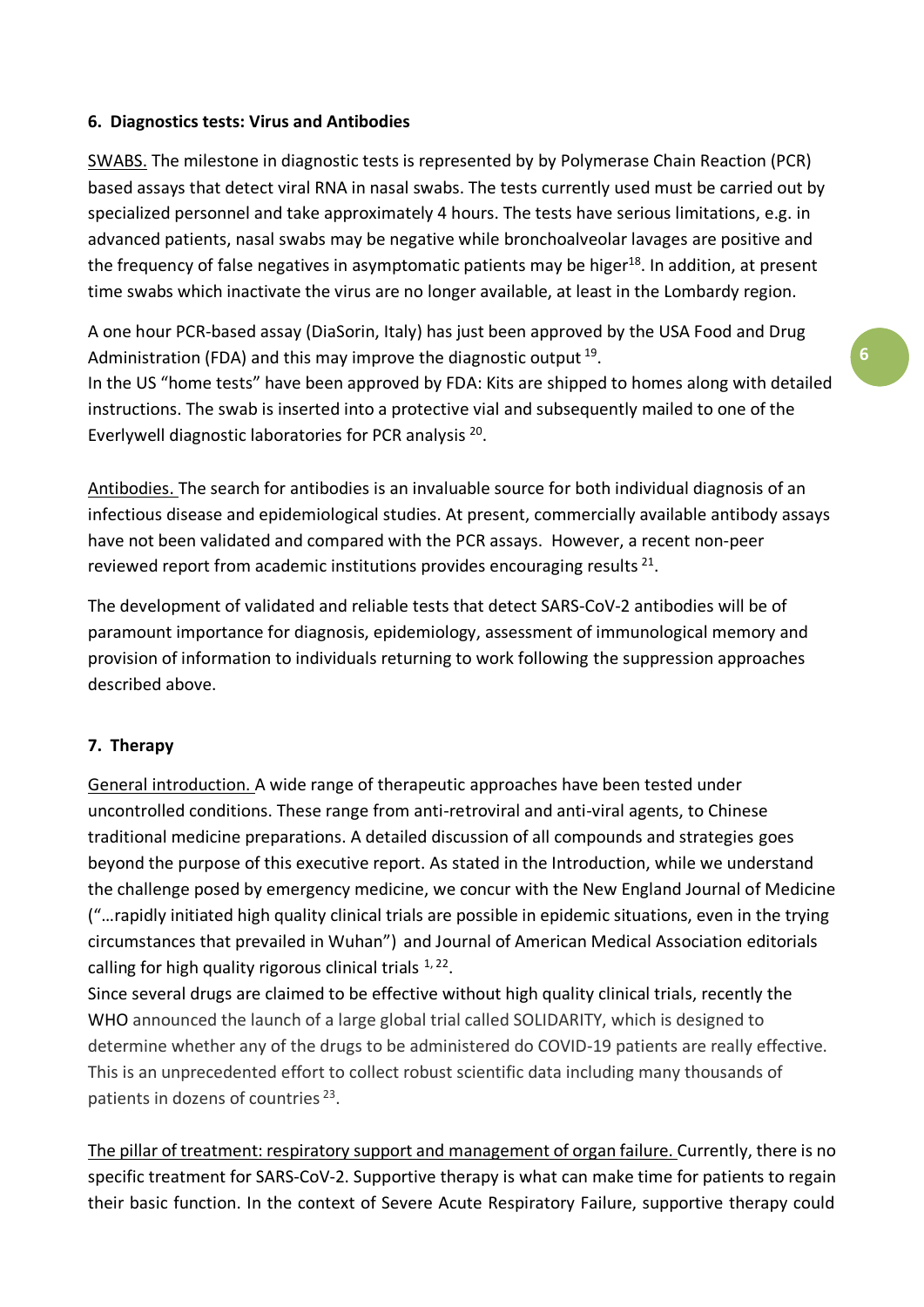## 6. Diagnostics tests: Virus and Antibodies

SWABS. The milestone in diagnostic tests is represented by by Polymerase Chain Reaction (PCR) based assays that detect viral RNA in nasal swabs. The tests currently used must be carried out by specialized personnel and take approximately 4 hours. The tests have serious limitations, e.g. in advanced patients, nasal swabs may be negative while bronchoalveolar lavages are positive and the frequency of false negatives in asymptomatic patients may be higer[18]. In addition, at present time swabs which inactivate the virus are no longer available, at least in the Lombardy region.

A one hour PCR-based assay (DiaSorin, Italy) has just been approved by the USA Food and Drug Administration (FDA) and this may improve the diagnostic output [19].
In the US "home tests" have been approved by FDA: Kits are shipped to homes along with detailed instructions. The swab is inserted into a protective vial and subsequently mailed to one of the Everlywell diagnostic laboratories for PCR analysis [20].

Antibodies. The search for antibodies is an invaluable source for both individual diagnosis of an infectious disease and epidemiological studies. At present, commercially available antibody assays have not been validated and compared with the PCR assays. However, a recent non-peer reviewed report from academic institutions provides encouraging results [21].

The development of validated and reliable tests that detect SARS-CoV-2 antibodies will be of paramount importance for diagnosis, epidemiology, assessment of immunological memory and provision of information to individuals returning to work following the suppression approaches described above.

## 7. Therapy

General introduction. A wide range of therapeutic approaches have been tested under uncontrolled conditions. These range from anti-retroviral and anti-viral agents, to Chinese traditional medicine preparations. A detailed discussion of all compounds and strategies goes beyond the purpose of this executive report. As stated in the Introduction, while we understand the challenge posed by emergency medicine, we concur with the New England Journal of Medicine ("…rapidly initiated high quality clinical trials are possible in epidemic situations, even in the trying circumstances that prevailed in Wuhan") and Journal of American Medical Association editorials calling for high quality rigorous clinical trials [1, 22].
Since several drugs are claimed to be effective without high quality clinical trials, recently the WHO announced the launch of a large global trial called SOLIDARITY, which is designed to determine whether any of the drugs to be administered do COVID-19 patients are really effective. This is an unprecedented effort to collect robust scientific data including many thousands of patients in dozens of countries [23].

The pillar of treatment: respiratory support and management of organ failure. Currently, there is no specific treatment for SARS-CoV-2. Supportive therapy is what can make time for patients to regain their basic function. In the context of Severe Acute Respiratory Failure, supportive therapy could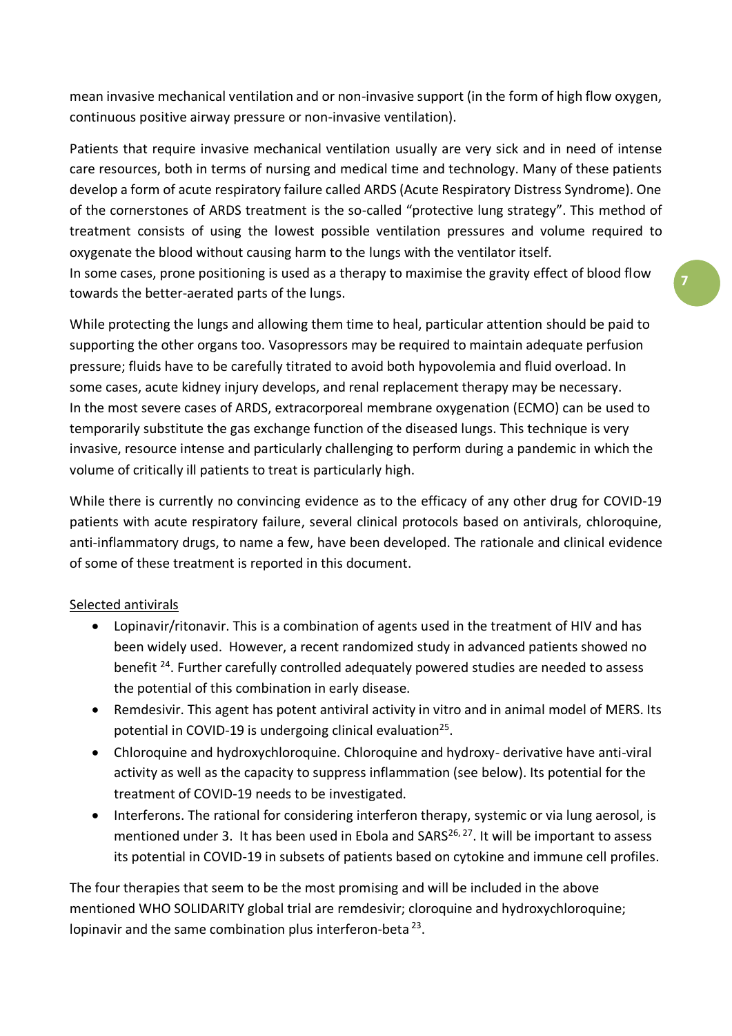mean invasive mechanical ventilation and or non-invasive support (in the form of high flow oxygen, continuous positive airway pressure or non-invasive ventilation).

Patients that require invasive mechanical ventilation usually are very sick and in need of intense care resources, both in terms of nursing and medical time and technology. Many of these patients develop a form of acute respiratory failure called ARDS (Acute Respiratory Distress Syndrome). One of the cornerstones of ARDS treatment is the so-called "protective lung strategy". This method of treatment consists of using the lowest possible ventilation pressures and volume required to oxygenate the blood without causing harm to the lungs with the ventilator itself.
In some cases, prone positioning is used as a therapy to maximise the gravity effect of blood flow towards the better-aerated parts of the lungs.

While protecting the lungs and allowing them time to heal, particular attention should be paid to supporting the other organs too. Vasopressors may be required to maintain adequate perfusion pressure; fluids have to be carefully titrated to avoid both hypovolemia and fluid overload. In some cases, acute kidney injury develops, and renal replacement therapy may be necessary.
In the most severe cases of ARDS, extracorporeal membrane oxygenation (ECMO) can be used to temporarily substitute the gas exchange function of the diseased lungs. This technique is very invasive, resource intense and particularly challenging to perform during a pandemic in which the volume of critically ill patients to treat is particularly high.

While there is currently no convincing evidence as to the efficacy of any other drug for COVID-19 patients with acute respiratory failure, several clinical protocols based on antivirals, chloroquine, anti-inflammatory drugs, to name a few, have been developed. The rationale and clinical evidence of some of these treatment is reported in this document.

<u>Selected antivirals</u>

- Lopinavir/ritonavir. This is a combination of agents used in the treatment of HIV and has been widely used. However, a recent randomized study in advanced patients showed no benefit [24]. Further carefully controlled adequately powered studies are needed to assess the potential of this combination in early disease.
- Remdesivir. This agent has potent antiviral activity in vitro and in animal model of MERS. Its potential in COVID-19 is undergoing clinical evaluation[25].
- Chloroquine and hydroxychloroquine. Chloroquine and hydroxy- derivative have anti-viral activity as well as the capacity to suppress inflammation (see below). Its potential for the treatment of COVID-19 needs to be investigated.
- Interferons. The rational for considering interferon therapy, systemic or via lung aerosol, is mentioned under 3. It has been used in Ebola and SARS[26, 27]. It will be important to assess its potential in COVID-19 in subsets of patients based on cytokine and immune cell profiles.

The four therapies that seem to be the most promising and will be included in the above mentioned WHO SOLIDARITY global trial are remdesivir; cloroquine and hydroxychloroquine; lopinavir and the same combination plus interferon-beta [23].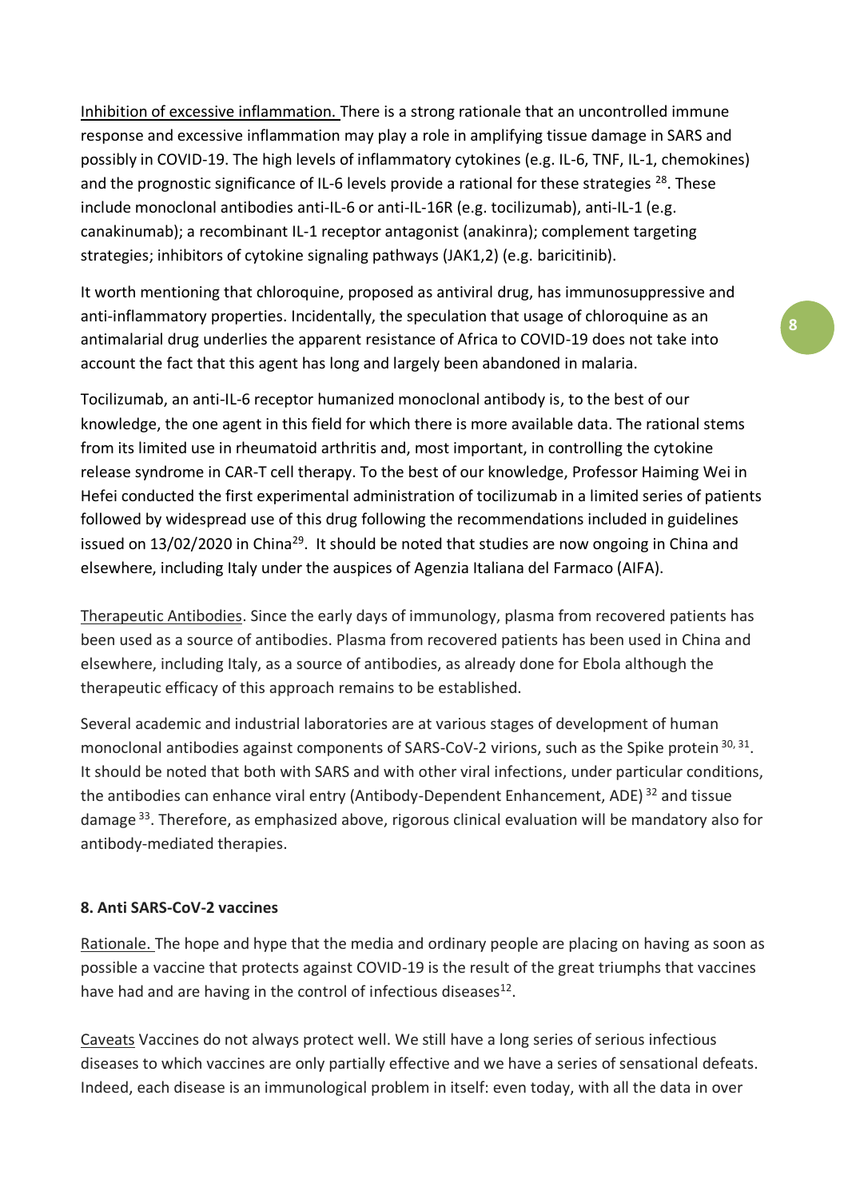Inhibition of excessive inflammation. There is a strong rationale that an uncontrolled immune response and excessive inflammation may play a role in amplifying tissue damage in SARS and possibly in COVID-19. The high levels of inflammatory cytokines (e.g. IL-6, TNF, IL-1, chemokines) and the prognostic significance of IL-6 levels provide a rational for these strategies [28]. These include monoclonal antibodies anti-IL-6 or anti-IL-16R (e.g. tocilizumab), anti-IL-1 (e.g. canakinumab); a recombinant IL-1 receptor antagonist (anakinra); complement targeting strategies; inhibitors of cytokine signaling pathways (JAK1,2) (e.g. baricitinib).

It worth mentioning that chloroquine, proposed as antiviral drug, has immunosuppressive and anti-inflammatory properties. Incidentally, the speculation that usage of chloroquine as an antimalarial drug underlies the apparent resistance of Africa to COVID-19 does not take into account the fact that this agent has long and largely been abandoned in malaria.

Tocilizumab, an anti-IL-6 receptor humanized monoclonal antibody is, to the best of our knowledge, the one agent in this field for which there is more available data. The rational stems from its limited use in rheumatoid arthritis and, most important, in controlling the cytokine release syndrome in CAR-T cell therapy. To the best of our knowledge, Professor Haiming Wei in Hefei conducted the first experimental administration of tocilizumab in a limited series of patients followed by widespread use of this drug following the recommendations included in guidelines issued on 13/02/2020 in China[29]. It should be noted that studies are now ongoing in China and elsewhere, including Italy under the auspices of Agenzia Italiana del Farmaco (AIFA).

Therapeutic Antibodies. Since the early days of immunology, plasma from recovered patients has been used as a source of antibodies. Plasma from recovered patients has been used in China and elsewhere, including Italy, as a source of antibodies, as already done for Ebola although the therapeutic efficacy of this approach remains to be established.

Several academic and industrial laboratories are at various stages of development of human monoclonal antibodies against components of SARS-CoV-2 virions, such as the Spike protein [30, 31]. It should be noted that both with SARS and with other viral infections, under particular conditions, the antibodies can enhance viral entry (Antibody-Dependent Enhancement, ADE) [32] and tissue damage [33]. Therefore, as emphasized above, rigorous clinical evaluation will be mandatory also for antibody-mediated therapies.

## 8. Anti SARS-CoV-2 vaccines

Rationale. The hope and hype that the media and ordinary people are placing on having as soon as possible a vaccine that protects against COVID-19 is the result of the great triumphs that vaccines have had and are having in the control of infectious diseases[12].

Caveats Vaccines do not always protect well. We still have a long series of serious infectious diseases to which vaccines are only partially effective and we have a series of sensational defeats. Indeed, each disease is an immunological problem in itself: even today, with all the data in over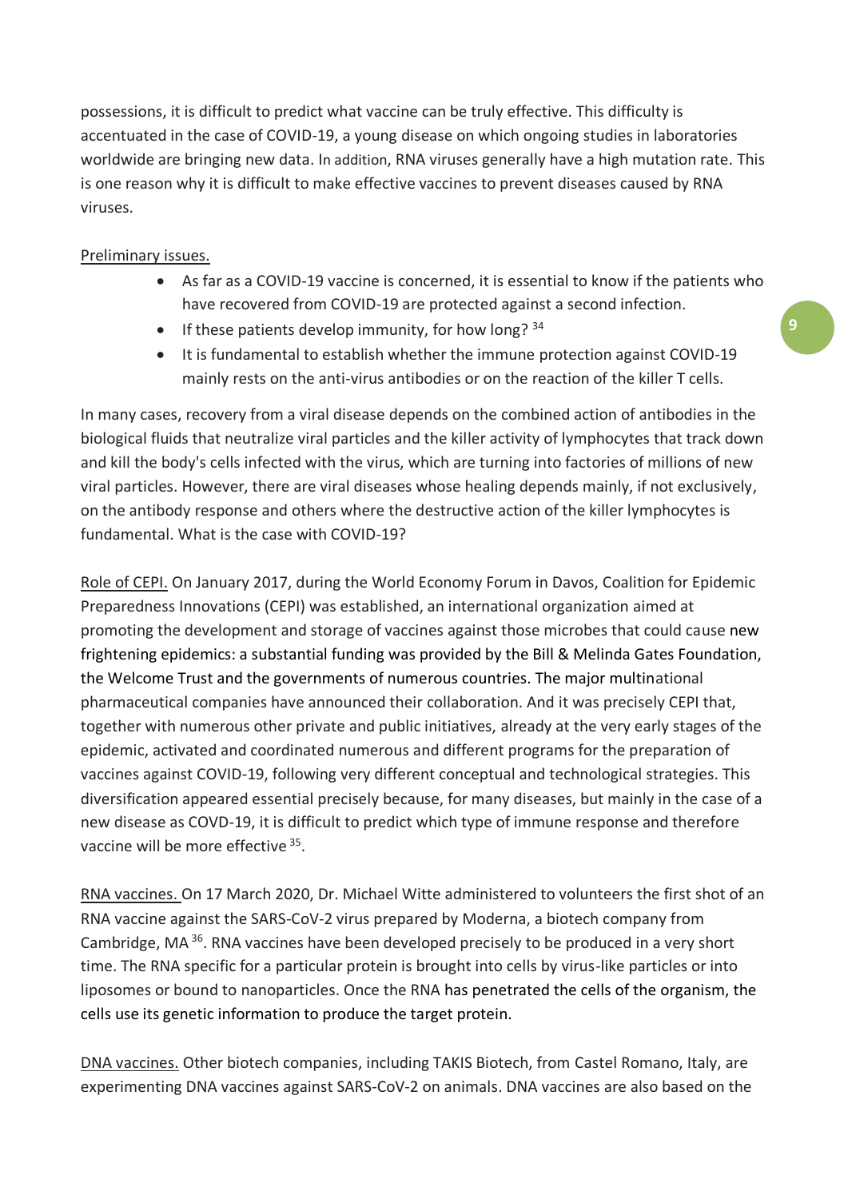possessions, it is difficult to predict what vaccine can be truly effective. This difficulty is accentuated in the case of COVID-19, a young disease on which ongoing studies in laboratories worldwide are bringing new data. In addition, RNA viruses generally have a high mutation rate. This is one reason why it is difficult to make effective vaccines to prevent diseases caused by RNA viruses.

Preliminary issues.

- As far as a COVID-19 vaccine is concerned, it is essential to know if the patients who have recovered from COVID-19 are protected against a second infection.
- If these patients develop immunity, for how long? [34]
- It is fundamental to establish whether the immune protection against COVID-19 mainly rests on the anti-virus antibodies or on the reaction of the killer T cells.

In many cases, recovery from a viral disease depends on the combined action of antibodies in the biological fluids that neutralize viral particles and the killer activity of lymphocytes that track down and kill the body's cells infected with the virus, which are turning into factories of millions of new viral particles. However, there are viral diseases whose healing depends mainly, if not exclusively, on the antibody response and others where the destructive action of the killer lymphocytes is fundamental. What is the case with COVID-19?

Role of CEPI. On January 2017, during the World Economy Forum in Davos, Coalition for Epidemic Preparedness Innovations (CEPI) was established, an international organization aimed at promoting the development and storage of vaccines against those microbes that could cause new frightening epidemics: a substantial funding was provided by the Bill & Melinda Gates Foundation, the Welcome Trust and the governments of numerous countries. The major multinational pharmaceutical companies have announced their collaboration. And it was precisely CEPI that, together with numerous other private and public initiatives, already at the very early stages of the epidemic, activated and coordinated numerous and different programs for the preparation of vaccines against COVID-19, following very different conceptual and technological strategies. This diversification appeared essential precisely because, for many diseases, but mainly in the case of a new disease as COVD-19, it is difficult to predict which type of immune response and therefore vaccine will be more effective [35].

RNA vaccines. On 17 March 2020, Dr. Michael Witte administered to volunteers the first shot of an RNA vaccine against the SARS-CoV-2 virus prepared by Moderna, a biotech company from Cambridge, MA [36]. RNA vaccines have been developed precisely to be produced in a very short time. The RNA specific for a particular protein is brought into cells by virus-like particles or into liposomes or bound to nanoparticles. Once the RNA has penetrated the cells of the organism, the cells use its genetic information to produce the target protein.

DNA vaccines. Other biotech companies, including TAKIS Biotech, from Castel Romano, Italy, are experimenting DNA vaccines against SARS-CoV-2 on animals. DNA vaccines are also based on the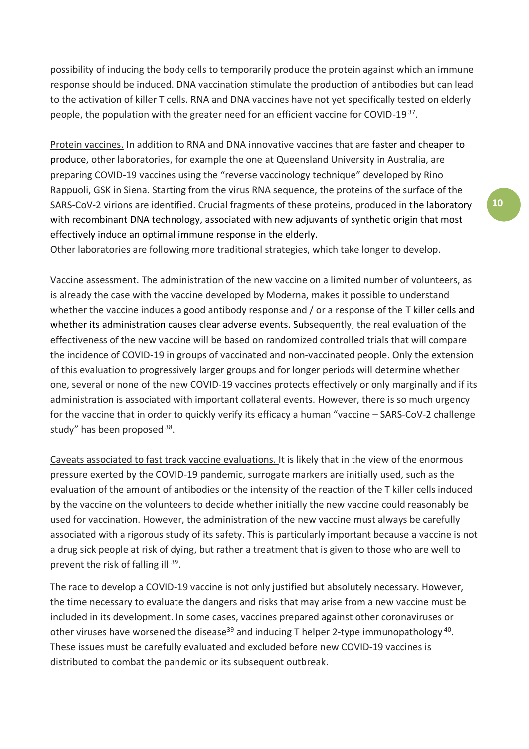possibility of inducing the body cells to temporarily produce the protein against which an immune response should be induced. DNA vaccination stimulate the production of antibodies but can lead to the activation of killer T cells. RNA and DNA vaccines have not yet specifically tested on elderly people, the population with the greater need for an efficient vaccine for COVID-19 [37].

Protein vaccines. In addition to RNA and DNA innovative vaccines that are faster and cheaper to produce, other laboratories, for example the one at Queensland University in Australia, are preparing COVID-19 vaccines using the "reverse vaccinology technique" developed by Rino Rappuoli, GSK in Siena. Starting from the virus RNA sequence, the proteins of the surface of the SARS-CoV-2 virions are identified. Crucial fragments of these proteins, produced in the laboratory with recombinant DNA technology, associated with new adjuvants of synthetic origin that most effectively induce an optimal immune response in the elderly.
Other laboratories are following more traditional strategies, which take longer to develop.

Vaccine assessment. The administration of the new vaccine on a limited number of volunteers, as is already the case with the vaccine developed by Moderna, makes it possible to understand whether the vaccine induces a good antibody response and / or a response of the T killer cells and whether its administration causes clear adverse events. Subsequently, the real evaluation of the effectiveness of the new vaccine will be based on randomized controlled trials that will compare the incidence of COVID-19 in groups of vaccinated and non-vaccinated people. Only the extension of this evaluation to progressively larger groups and for longer periods will determine whether one, several or none of the new COVID-19 vaccines protects effectively or only marginally and if its administration is associated with important collateral events. However, there is so much urgency for the vaccine that in order to quickly verify its efficacy a human "vaccine – SARS-CoV-2 challenge study" has been proposed [38].

Caveats associated to fast track vaccine evaluations. It is likely that in the view of the enormous pressure exerted by the COVID-19 pandemic, surrogate markers are initially used, such as the evaluation of the amount of antibodies or the intensity of the reaction of the T killer cells induced by the vaccine on the volunteers to decide whether initially the new vaccine could reasonably be used for vaccination. However, the administration of the new vaccine must always be carefully associated with a rigorous study of its safety. This is particularly important because a vaccine is not a drug sick people at risk of dying, but rather a treatment that is given to those who are well to prevent the risk of falling ill [39].

The race to develop a COVID-19 vaccine is not only justified but absolutely necessary. However, the time necessary to evaluate the dangers and risks that may arise from a new vaccine must be included in its development. In some cases, vaccines prepared against other coronaviruses or other viruses have worsened the disease[39] and inducing T helper 2-type immunopathology [40]. These issues must be carefully evaluated and excluded before new COVID-19 vaccines is distributed to combat the pandemic or its subsequent outbreak.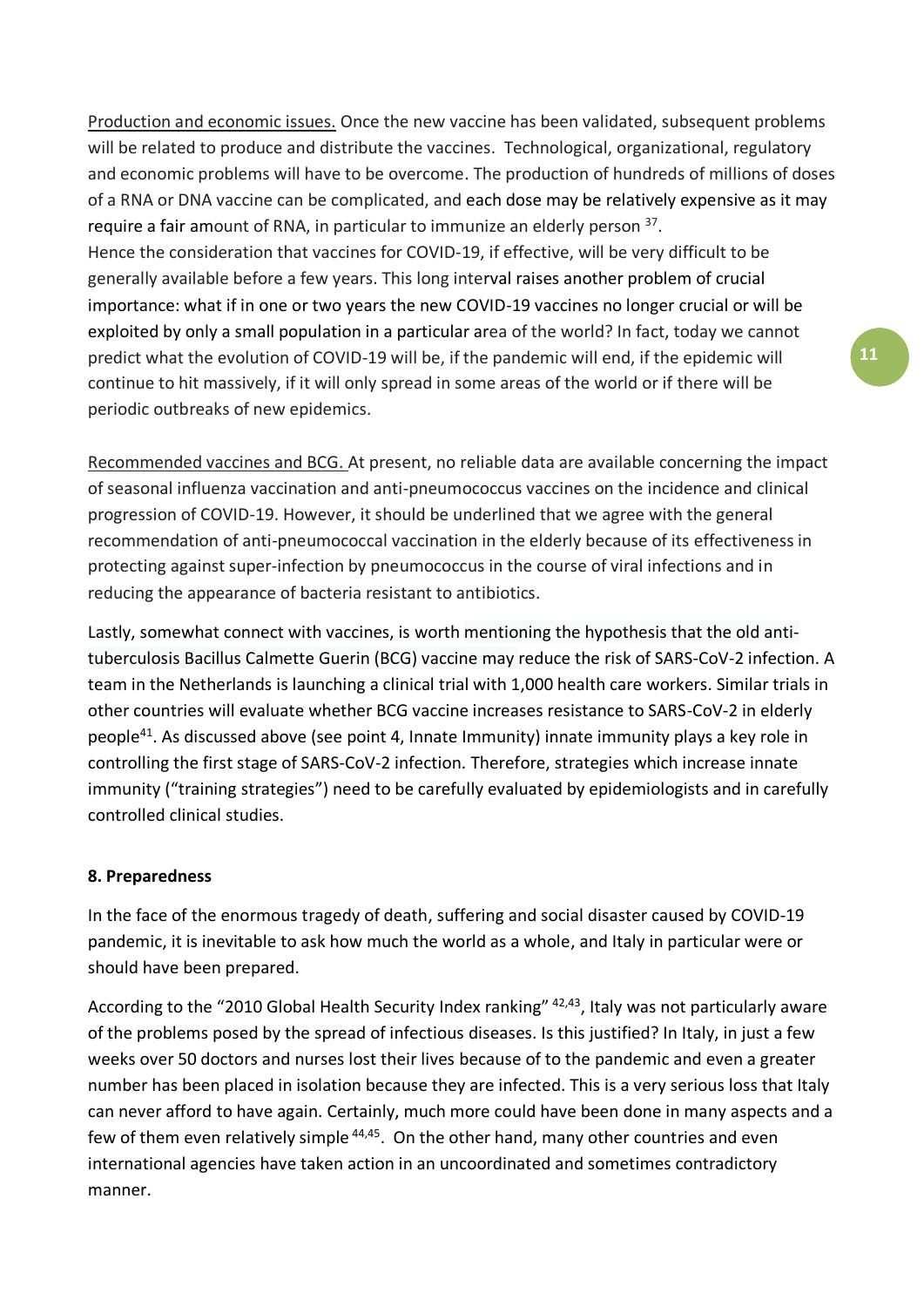Production and economic issues. Once the new vaccine has been validated, subsequent problems will be related to produce and distribute the vaccines. Technological, organizational, regulatory and economic problems will have to be overcome. The production of hundreds of millions of doses of a RNA or DNA vaccine can be complicated, and each dose may be relatively expensive as it may require a fair amount of RNA, in particular to immunize an elderly person [37].
Hence the consideration that vaccines for COVID-19, if effective, will be very difficult to be generally available before a few years. This long interval raises another problem of crucial importance: what if in one or two years the new COVID-19 vaccines no longer crucial or will be exploited by only a small population in a particular area of the world? In fact, today we cannot predict what the evolution of COVID-19 will be, if the pandemic will end, if the epidemic will continue to hit massively, if it will only spread in some areas of the world or if there will be periodic outbreaks of new epidemics.

Recommended vaccines and BCG. At present, no reliable data are available concerning the impact of seasonal influenza vaccination and anti-pneumococcus vaccines on the incidence and clinical progression of COVID-19. However, it should be underlined that we agree with the general recommendation of anti-pneumococcal vaccination in the elderly because of its effectiveness in protecting against super-infection by pneumococcus in the course of viral infections and in reducing the appearance of bacteria resistant to antibiotics.

Lastly, somewhat connect with vaccines, is worth mentioning the hypothesis that the old anti-tuberculosis Bacillus Calmette Guerin (BCG) vaccine may reduce the risk of SARS-CoV-2 infection. A team in the Netherlands is launching a clinical trial with 1,000 health care workers. Similar trials in other countries will evaluate whether BCG vaccine increases resistance to SARS-CoV-2 in elderly people[41]. As discussed above (see point 4, Innate Immunity) innate immunity plays a key role in controlling the first stage of SARS-CoV-2 infection. Therefore, strategies which increase innate immunity ("training strategies") need to be carefully evaluated by epidemiologists and in carefully controlled clinical studies.

**8. Preparedness**

In the face of the enormous tragedy of death, suffering and social disaster caused by COVID-19 pandemic, it is inevitable to ask how much the world as a whole, and Italy in particular were or should have been prepared.

According to the "2010 Global Health Security Index ranking" [42,43], Italy was not particularly aware of the problems posed by the spread of infectious diseases. Is this justified? In Italy, in just a few weeks over 50 doctors and nurses lost their lives because of to the pandemic and even a greater number has been placed in isolation because they are infected. This is a very serious loss that Italy can never afford to have again. Certainly, much more could have been done in many aspects and a few of them even relatively simple [44,45]. On the other hand, many other countries and even international agencies have taken action in an uncoordinated and sometimes contradictory manner.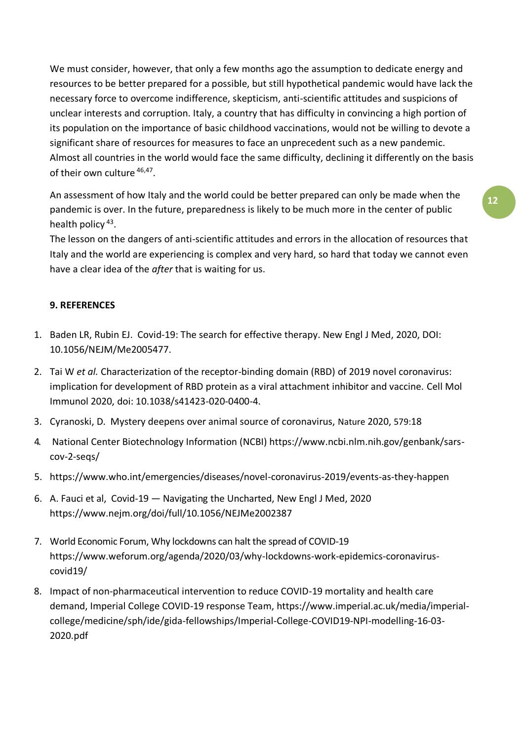We must consider, however, that only a few months ago the assumption to dedicate energy and resources to be better prepared for a possible, but still hypothetical pandemic would have lack the necessary force to overcome indifference, skepticism, anti-scientific attitudes and suspicions of unclear interests and corruption. Italy, a country that has difficulty in convincing a high portion of its population on the importance of basic childhood vaccinations, would not be willing to devote a significant share of resources for measures to face an unprecedent such as a new pandemic. Almost all countries in the world would face the same difficulty, declining it differently on the basis of their own culture [46,47].

An assessment of how Italy and the world could be better prepared can only be made when the pandemic is over. In the future, preparedness is likely to be much more in the center of public health policy [43].

The lesson on the dangers of anti-scientific attitudes and errors in the allocation of resources that Italy and the world are experiencing is complex and very hard, so hard that today we cannot even have a clear idea of the *after* that is waiting for us.

**9. REFERENCES**

1. Baden LR, Rubin EJ. Covid-19: The search for effective therapy. New Engl J Med, 2020, DOI: 10.1056/NEJM/Me2005477.
2. Tai W *et al.* Characterization of the receptor-binding domain (RBD) of 2019 novel coronavirus: implication for development of RBD protein as a viral attachment inhibitor and vaccine. Cell Mol Immunol 2020, doi: 10.1038/s41423-020-0400-4.
3. Cyranoski, D. Mystery deepens over animal source of coronavirus, Nature 2020, 579:18
4. National Center Biotechnology Information (NCBI) https://www.ncbi.nlm.nih.gov/genbank/sars-cov-2-seqs/
5. https://www.who.int/emergencies/diseases/novel-coronavirus-2019/events-as-they-happen
6. A. Fauci et al, Covid-19 — Navigating the Uncharted, New Engl J Med, 2020 https://www.nejm.org/doi/full/10.1056/NEJMe2002387
7. World Economic Forum, Why lockdowns can halt the spread of COVID-19 https://www.weforum.org/agenda/2020/03/why-lockdowns-work-epidemics-coronavirus-covid19/
8. Impact of non-pharmaceutical intervention to reduce COVID-19 mortality and health care demand, Imperial College COVID-19 response Team, https://www.imperial.ac.uk/media/imperial-college/medicine/sph/ide/gida-fellowships/Imperial-College-COVID19-NPI-modelling-16-03-2020.pdf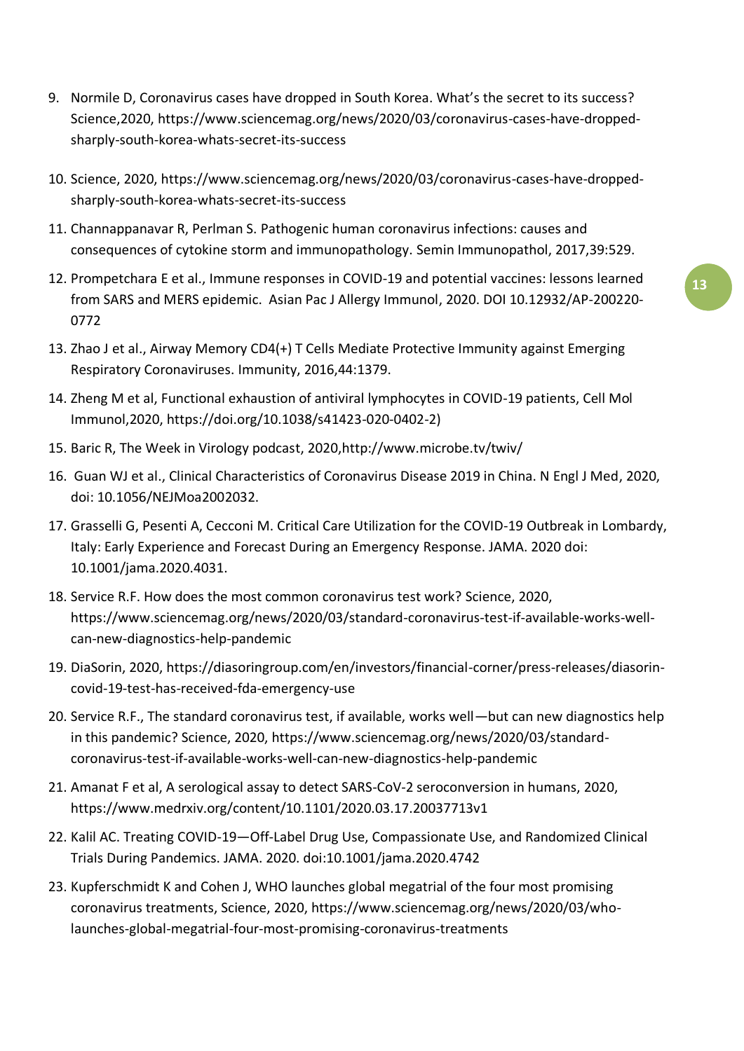9. Normile D, Coronavirus cases have dropped in South Korea. What's the secret to its success? Science,2020, https://www.sciencemag.org/news/2020/03/coronavirus-cases-have-dropped-sharply-south-korea-whats-secret-its-success
10. Science, 2020, https://www.sciencemag.org/news/2020/03/coronavirus-cases-have-dropped-sharply-south-korea-whats-secret-its-success
11. Channappanavar R, Perlman S. Pathogenic human coronavirus infections: causes and consequences of cytokine storm and immunopathology. Semin Immunopathol, 2017,39:529.
12. Prompetchara E et al., Immune responses in COVID-19 and potential vaccines: lessons learned from SARS and MERS epidemic. Asian Pac J Allergy Immunol, 2020. DOI 10.12932/AP-200220-0772
13. Zhao J et al., Airway Memory CD4(+) T Cells Mediate Protective Immunity against Emerging Respiratory Coronaviruses. Immunity, 2016,44:1379.
14. Zheng M et al, Functional exhaustion of antiviral lymphocytes in COVID-19 patients, Cell Mol Immunol,2020, https://doi.org/10.1038/s41423-020-0402-2)
15. Baric R, The Week in Virology podcast, 2020,http://www.microbe.tv/twiv/
16. Guan WJ et al., Clinical Characteristics of Coronavirus Disease 2019 in China. N Engl J Med, 2020, doi: 10.1056/NEJMoa2002032.
17. Grasselli G, Pesenti A, Cecconi M. Critical Care Utilization for the COVID-19 Outbreak in Lombardy, Italy: Early Experience and Forecast During an Emergency Response. JAMA. 2020 doi: 10.1001/jama.2020.4031.
18. Service R.F. How does the most common coronavirus test work? Science, 2020, https://www.sciencemag.org/news/2020/03/standard-coronavirus-test-if-available-works-well-can-new-diagnostics-help-pandemic
19. DiaSorin, 2020, https://diasoringroup.com/en/investors/financial-corner/press-releases/diasorin-covid-19-test-has-received-fda-emergency-use
20. Service R.F., The standard coronavirus test, if available, works well—but can new diagnostics help in this pandemic? Science, 2020, https://www.sciencemag.org/news/2020/03/standard-coronavirus-test-if-available-works-well-can-new-diagnostics-help-pandemic
21. Amanat F et al, A serological assay to detect SARS-CoV-2 seroconversion in humans, 2020, https://www.medrxiv.org/content/10.1101/2020.03.17.20037713v1
22. Kalil AC. Treating COVID-19—Off-Label Drug Use, Compassionate Use, and Randomized Clinical Trials During Pandemics. JAMA. 2020. doi:10.1001/jama.2020.4742
23. Kupferschmidt K and Cohen J, WHO launches global megatrial of the four most promising coronavirus treatments, Science, 2020, https://www.sciencemag.org/news/2020/03/who-launches-global-megatrial-four-most-promising-coronavirus-treatments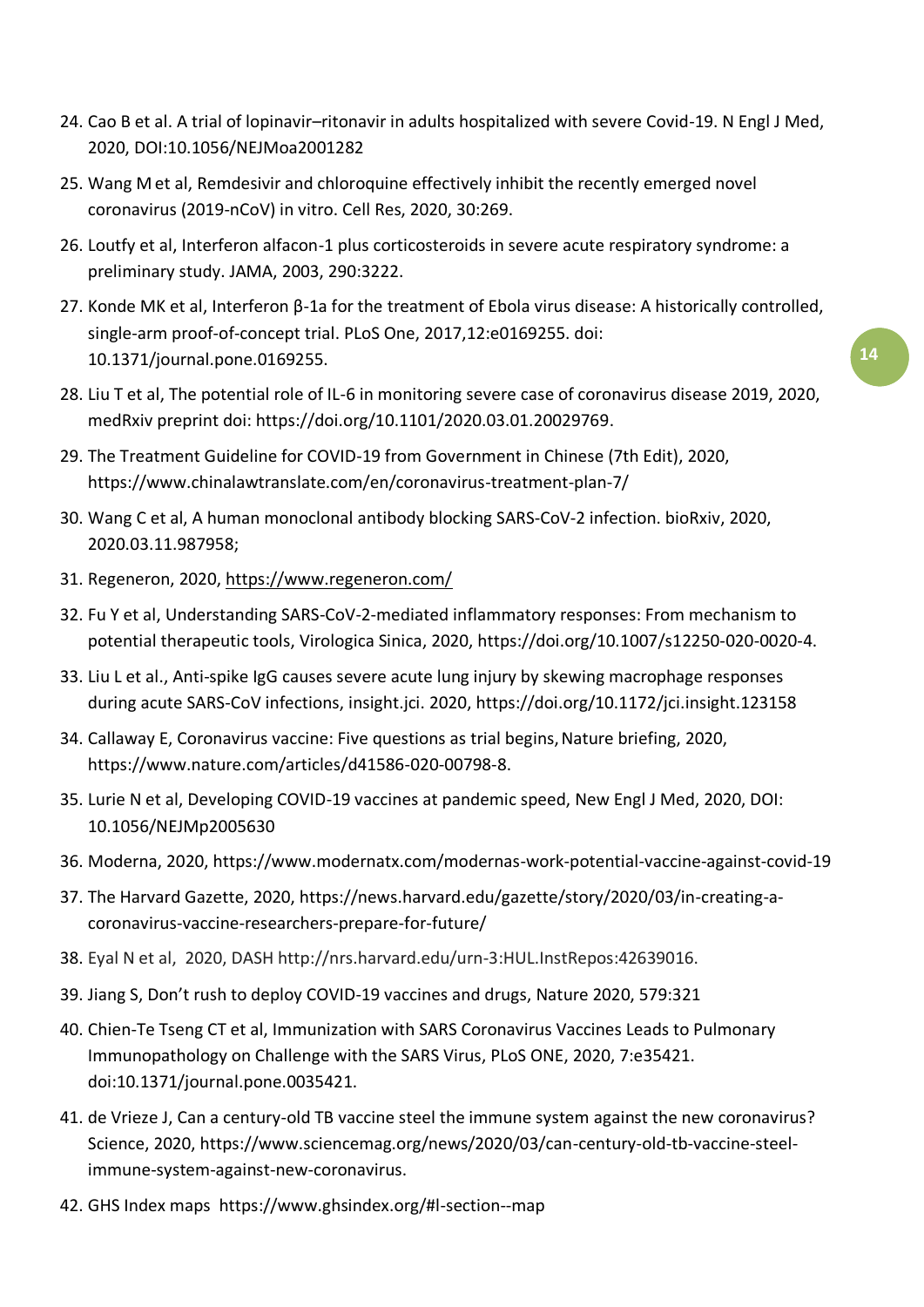24. Cao B et al. A trial of lopinavir–ritonavir in adults hospitalized with severe Covid-19. N Engl J Med, 2020, DOI:10.1056/NEJMoa2001282
25. Wang M et al, Remdesivir and chloroquine effectively inhibit the recently emerged novel coronavirus (2019-nCoV) in vitro. Cell Res, 2020, 30:269.
26. Loutfy et al, Interferon alfacon-1 plus corticosteroids in severe acute respiratory syndrome: a preliminary study. JAMA, 2003, 290:3222.
27. Konde MK et al, Interferon β-1a for the treatment of Ebola virus disease: A historically controlled, single-arm proof-of-concept trial. PLoS One, 2017,12:e0169255. doi: 10.1371/journal.pone.0169255.
28. Liu T et al, The potential role of IL-6 in monitoring severe case of coronavirus disease 2019, 2020, medRxiv preprint doi: https://doi.org/10.1101/2020.03.01.20029769.
29. The Treatment Guideline for COVID-19 from Government in Chinese (7th Edit), 2020, https://www.chinalawtranslate.com/en/coronavirus-treatment-plan-7/
30. Wang C et al, A human monoclonal antibody blocking SARS-CoV-2 infection. bioRxiv, 2020, 2020.03.11.987958;
31. Regeneron, 2020, https://www.regeneron.com/
32. Fu Y et al, Understanding SARS-CoV-2-mediated inflammatory responses: From mechanism to potential therapeutic tools, Virologica Sinica, 2020, https://doi.org/10.1007/s12250-020-0020-4.
33. Liu L et al., Anti-spike IgG causes severe acute lung injury by skewing macrophage responses during acute SARS-CoV infections, insight.jci. 2020, https://doi.org/10.1172/jci.insight.123158
34. Callaway E, Coronavirus vaccine: Five questions as trial begins, Nature briefing, 2020, https://www.nature.com/articles/d41586-020-00798-8.
35. Lurie N et al, Developing COVID-19 vaccines at pandemic speed, New Engl J Med, 2020, DOI: 10.1056/NEJMp2005630
36. Moderna, 2020, https://www.modernatx.com/modernas-work-potential-vaccine-against-covid-19
37. The Harvard Gazette, 2020, https://news.harvard.edu/gazette/story/2020/03/in-creating-a-coronavirus-vaccine-researchers-prepare-for-future/
38. Eyal N et al, 2020, DASH http://nrs.harvard.edu/urn-3:HUL.InstRepos:42639016.
39. Jiang S, Don't rush to deploy COVID-19 vaccines and drugs, Nature 2020, 579:321
40. Chien-Te Tseng CT et al, Immunization with SARS Coronavirus Vaccines Leads to Pulmonary Immunopathology on Challenge with the SARS Virus, PLoS ONE, 2020, 7:e35421. doi:10.1371/journal.pone.0035421.
41. de Vrieze J, Can a century-old TB vaccine steel the immune system against the new coronavirus? Science, 2020, https://www.sciencemag.org/news/2020/03/can-century-old-tb-vaccine-steel-immune-system-against-new-coronavirus.
42. GHS Index maps https://www.ghsindex.org/#l-section--map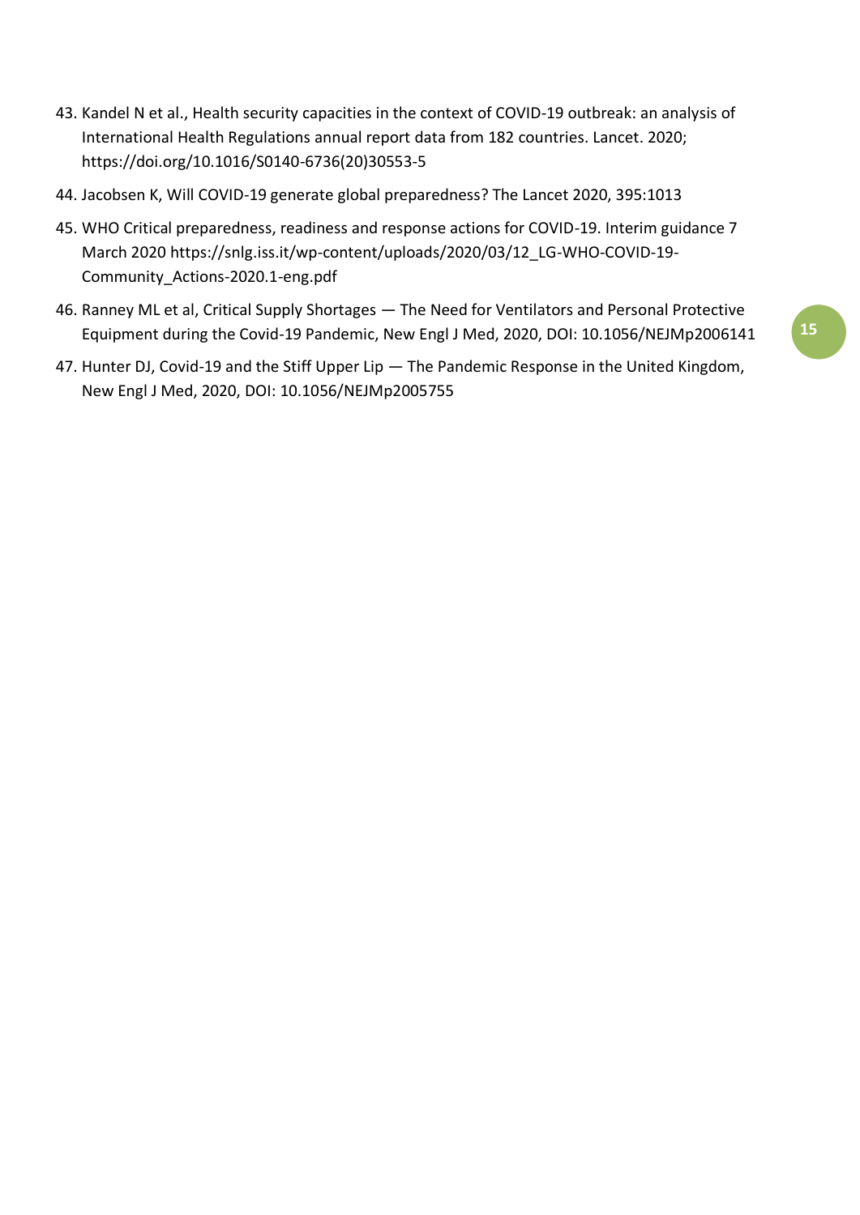43. Kandel N et al., Health security capacities in the context of COVID-19 outbreak: an analysis of International Health Regulations annual report data from 182 countries. Lancet. 2020; https://doi.org/10.1016/S0140-6736(20)30553-5
44. Jacobsen K, Will COVID-19 generate global preparedness? The Lancet 2020, 395:1013
45. WHO Critical preparedness, readiness and response actions for COVID-19. Interim guidance 7 March 2020 https://snlg.iss.it/wp-content/uploads/2020/03/12_LG-WHO-COVID-19-Community_Actions-2020.1-eng.pdf
46. Ranney ML et al, Critical Supply Shortages — The Need for Ventilators and Personal Protective Equipment during the Covid-19 Pandemic, New Engl J Med, 2020, DOI: 10.1056/NEJMp2006141
47. Hunter DJ, Covid-19 and the Stiff Upper Lip — The Pandemic Response in the United Kingdom, New Engl J Med, 2020, DOI: 10.1056/NEJMp2005755